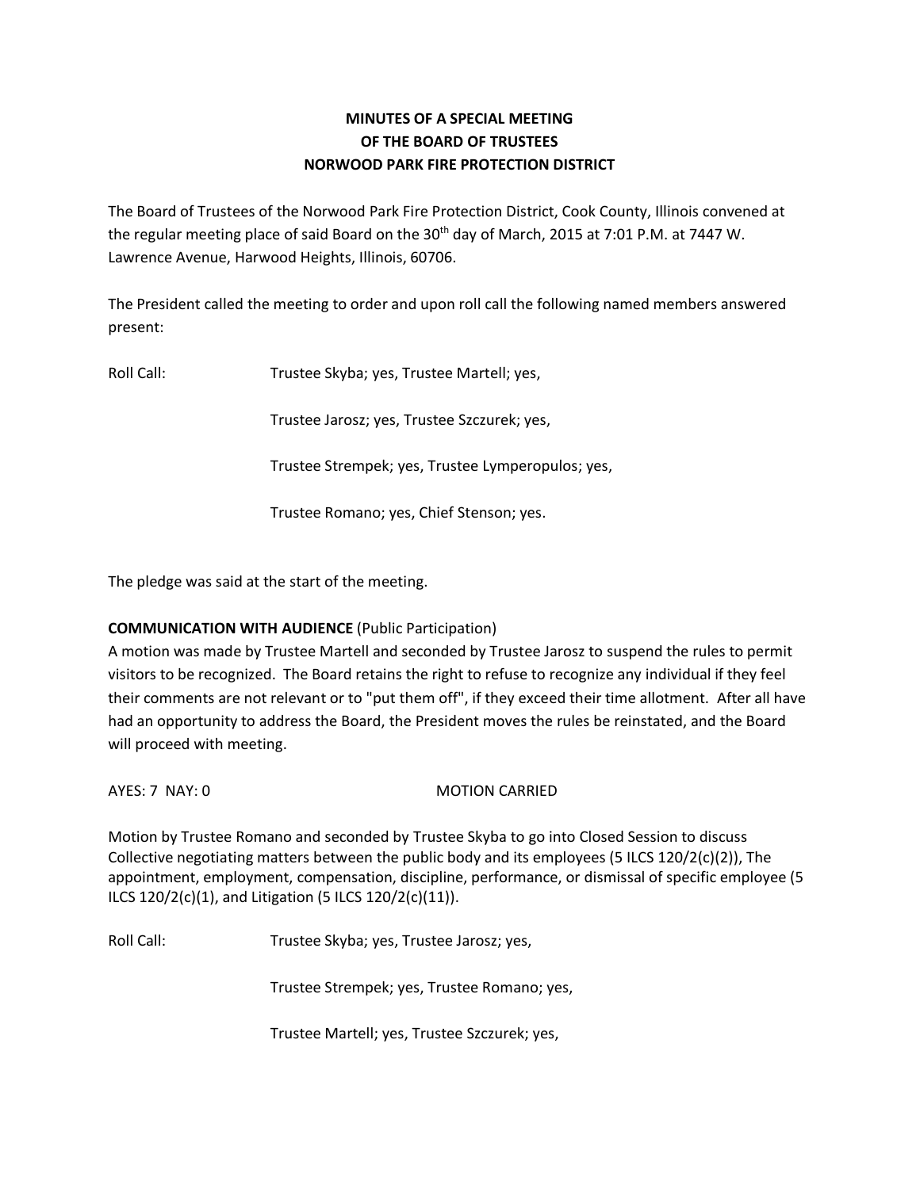# MINUTES OF A SPECIAL MEETING
# OF THE BOARD OF TRUSTEES
# NORWOOD PARK FIRE PROTECTION DISTRICT

The Board of Trustees of the Norwood Park Fire Protection District, Cook County, Illinois convened at the regular meeting place of said Board on the 30th day of March, 2015 at 7:01 P.M. at 7447 W. Lawrence Avenue, Harwood Heights, Illinois, 60706.

The President called the meeting to order and upon roll call the following named members answered present:

Roll Call: Trustee Skyba; yes, Trustee Martell; yes,

Trustee Jarosz; yes, Trustee Szczurek; yes,

Trustee Strempek; yes, Trustee Lymperopulos; yes,

Trustee Romano; yes, Chief Stenson; yes.

The pledge was said at the start of the meeting.

**COMMUNICATION WITH AUDIENCE** (Public Participation)

A motion was made by Trustee Martell and seconded by Trustee Jarosz to suspend the rules to permit visitors to be recognized. The Board retains the right to refuse to recognize any individual if they feel their comments are not relevant or to "put them off", if they exceed their time allotment. After all have had an opportunity to address the Board, the President moves the rules be reinstated, and the Board will proceed with meeting.

AYES: 7 NAY: 0 MOTION CARRIED

Motion by Trustee Romano and seconded by Trustee Skyba to go into Closed Session to discuss Collective negotiating matters between the public body and its employees (5 ILCS 120/2(c)(2)), The appointment, employment, compensation, discipline, performance, or dismissal of specific employee (5 ILCS 120/2(c)(1), and Litigation (5 ILCS 120/2(c)(11)).

Roll Call: Trustee Skyba; yes, Trustee Jarosz; yes,

Trustee Strempek; yes, Trustee Romano; yes,

Trustee Martell; yes, Trustee Szczurek; yes,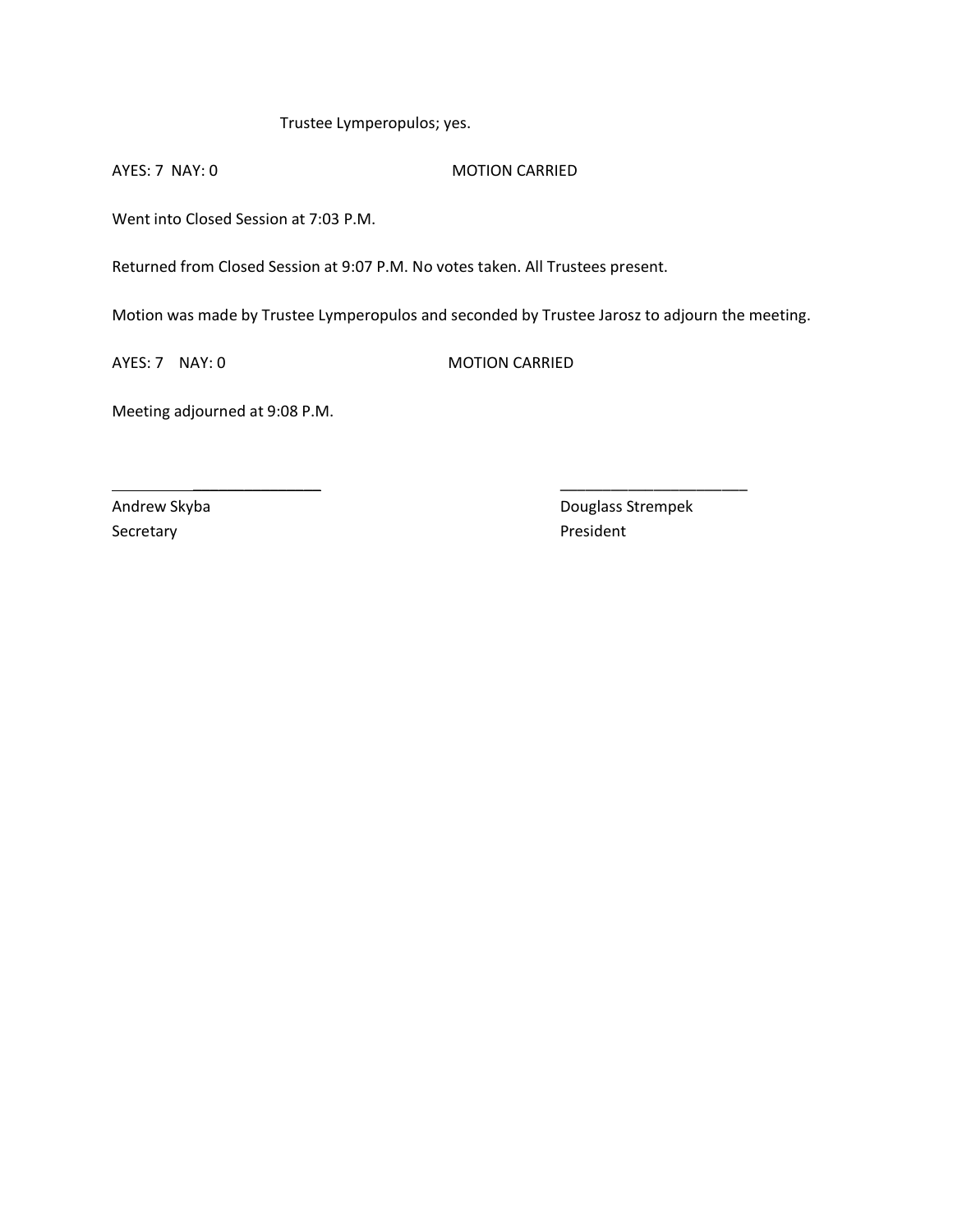Trustee Lymperopulos; yes.

AYES: 7  NAY: 0  MOTION CARRIED

Went into Closed Session at 7:03 P.M.

Returned from Closed Session at 9:07 P.M. No votes taken. All Trustees present.

Motion was made by Trustee Lymperopulos and seconded by Trustee Jarosz to adjourn the meeting.

AYES: 7  NAY: 0  MOTION CARRIED

Meeting adjourned at 9:08 P.M.

_________________________  _________________________

Andrew Skyba
Secretary

Douglass Strempek
President